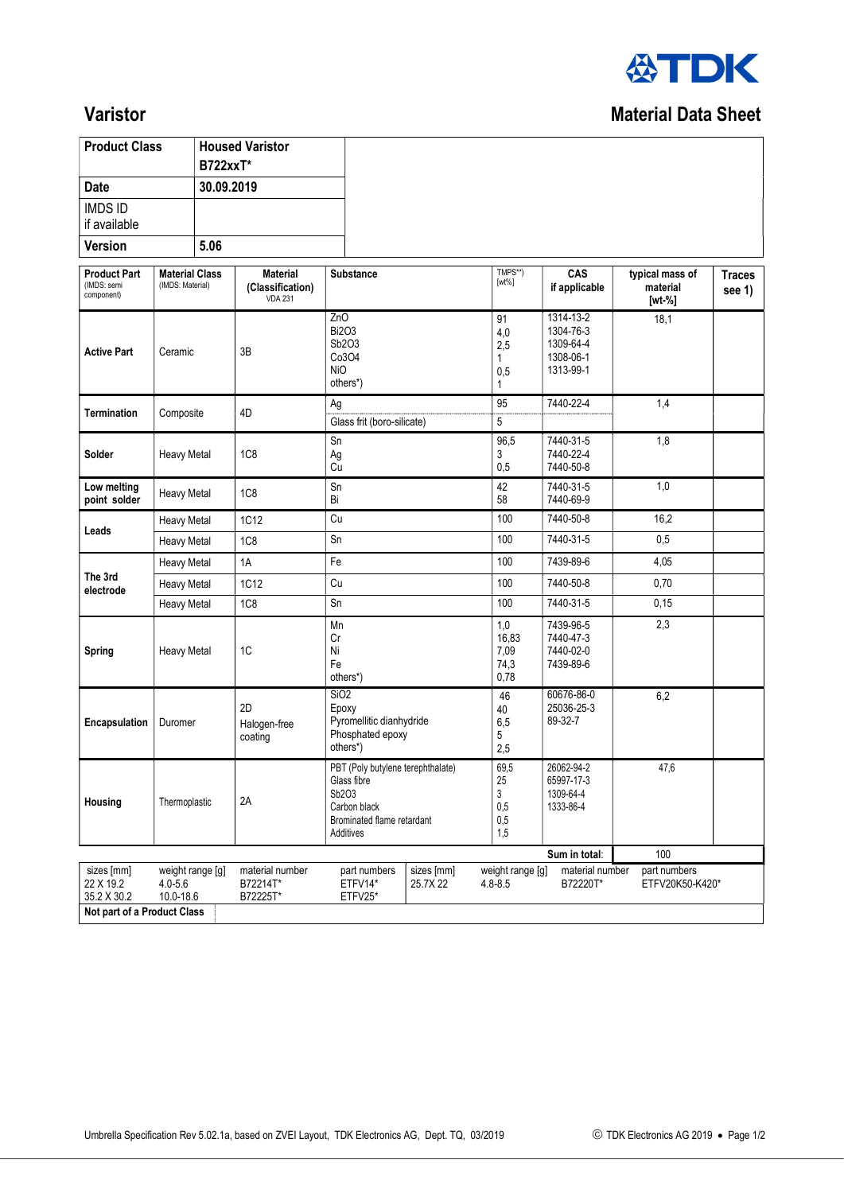TDK

# Varistor

## Material Data Sheet

| Product Class | Housed Varistor B722xxT* |
|---|---|
| Date | 30.09.2019 |
| IMDS ID if available | |
| Version | 5.06 |

| Product Part (IMDS: semi component) | Material Class (IMDS: Material) | Material (Classification) VDA 231 | Substance | TMPS**) [wt%] | CAS if applicable | typical mass of material [wt-%] | Traces see 1) |
|---|---|---|---|---|---|---|---|
| Active Part | Ceramic | 3B | ZnO<br>Bi2O3<br>Sb2O3<br>Co3O4<br>NiO<br>others*) | 91<br>4,0<br>2,5<br>1<br>0,5<br>1 | 1314-13-2<br>1304-76-3<br>1309-64-4<br>1308-06-1<br>1313-99-1 | 18,1 | |
| Termination | Composite | 4D | Ag | 95 | 7440-22-4 | 1,4 | |
| | | | Glass frit (boro-silicate) | 5 | | | |
| Solder | Heavy Metal | 1C8 | Sn<br>Ag<br>Cu | 96,5<br>3<br>0,5 | 7440-31-5<br>7440-22-4<br>7440-50-8 | 1,8 | |
| Low melting point solder | Heavy Metal | 1C8 | Sn<br>Bi | 42<br>58 | 7440-31-5<br>7440-69-9 | 1,0 | |
| Leads | Heavy Metal | 1C12 | Cu | 100 | 7440-50-8 | 16,2 | |
| | Heavy Metal | 1C8 | Sn | 100 | 7440-31-5 | 0,5 | |
| The 3rd electrode | Heavy Metal | 1A | Fe | 100 | 7439-89-6 | 4,05 | |
| | Heavy Metal | 1C12 | Cu | 100 | 7440-50-8 | 0,70 | |
| | Heavy Metal | 1C8 | Sn | 100 | 7440-31-5 | 0,15 | |
| Spring | Heavy Metal | 1C | Mn<br>Cr<br>Ni<br>Fe<br>others*) | 1,0<br>16,83<br>7,09<br>74,3<br>0,78 | 7439-96-5<br>7440-47-3<br>7440-02-0<br>7439-89-6 | 2,3 | |
| Encapsulation | Duromer | 2D<br>Halogen-free coating | SiO2<br>Epoxy<br>Pyromellitic dianhydride<br>Phosphated epoxy<br>others*) | 46<br>40<br>6,5<br>5<br>2,5 | 60676-86-0<br>25036-25-3<br>89-32-7 | 6,2 | |
| Housing | Thermoplastic | 2A | PBT (Poly butylene terephthalate)<br>Glass fibre<br>Sb2O3<br>Carbon black<br>Brominated flame retardant<br>Additives | 69,5<br>25<br>3<br>0,5<br>0,5<br>1,5 | 26062-94-2<br>65997-17-3<br>1309-64-4<br>1333-86-4 | 47,6 | |
| | | | | | Sum in total: | 100 | |

| sizes [mm] | weight range [g] | material number | part numbers | sizes [mm] | weight range [g] | material number | part numbers |
|---|---|---|---|---|---|---|---|
| 22 X 19.2<br>35.2 X 30.2 | 4.0-5.6<br>10.0-18.6 | B72214T*<br>B72225T* | ETFV14*<br>ETFV25* | 25.7X 22 | 4.8-8.5 | B72220T* | ETFV20K50-K420* |

**Not part of a Product Class**

Umbrella Specification Rev 5.02.1a, based on ZVEI Layout, TDK Electronics AG, Dept. TQ, 03/2019

© TDK Electronics AG 2019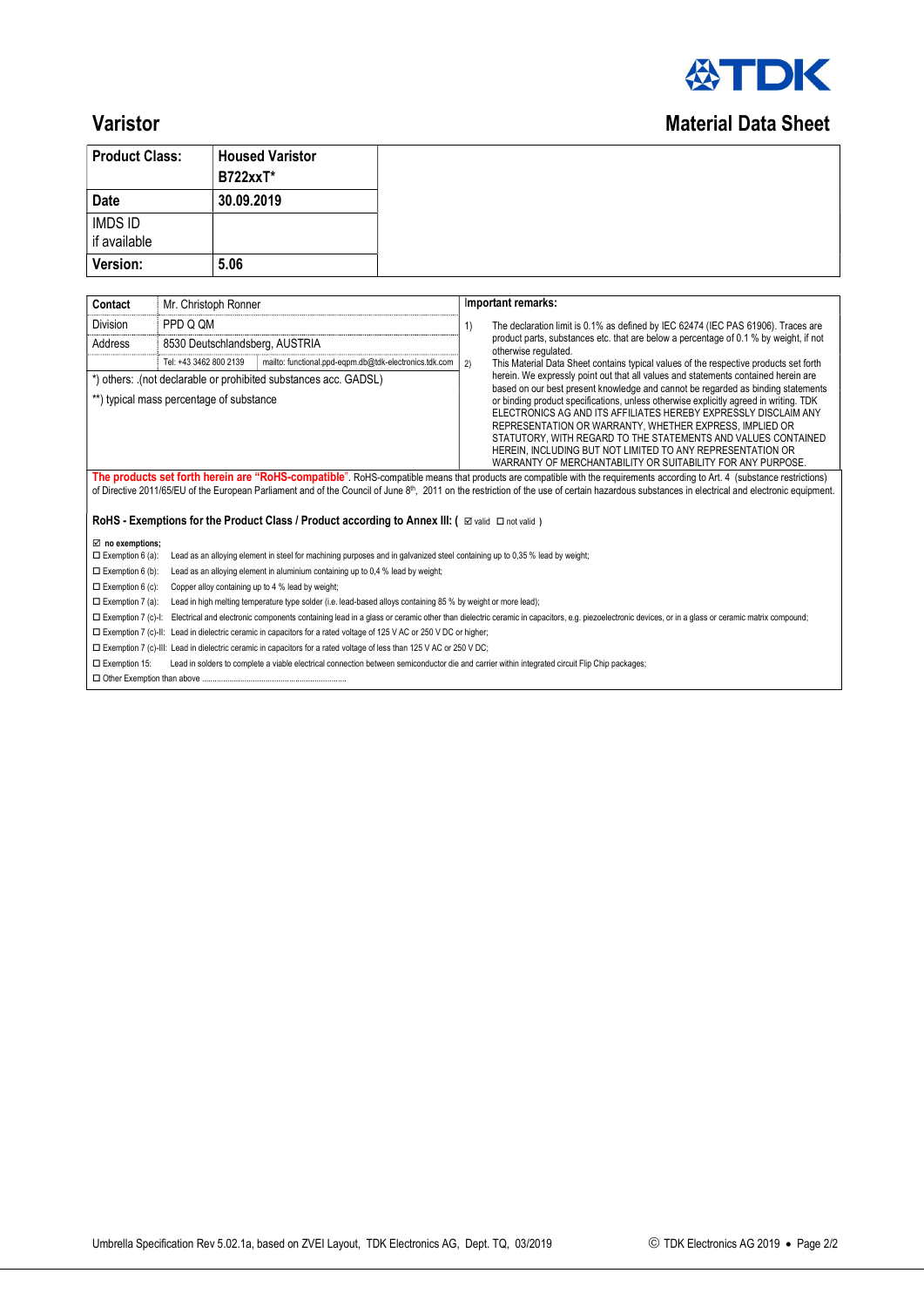TDK

# Varistor

# Material Data Sheet

| | |
|---|---|
| **Product Class:** | **Housed Varistor B722xxT*** |
| **Date** | **30.09.2019** |
| IMDS ID if available | |
| **Version:** | **5.06** |

| | | |
|---|---|---|
| **Contact** | Mr. Christoph Ronner | |
| Division | PPD Q QM | |
| Address | 8530 Deutschlandsberg, AUSTRIA | |
| | Tel: +43 3462 800 2139 | mailto: functional.ppd-eqpm.db@tdk-electronics.tdk.com |

*) others: .(not declarable or prohibited substances acc. GADSL)

**) typical mass percentage of substance

**Important remarks:**

1) The declaration limit is 0.1% as defined by IEC 62474 (IEC PAS 61906). Traces are product parts, substances etc. that are below a percentage of 0.1 % by weight, if not otherwise regulated.

2) This Material Data Sheet contains typical values of the respective products set forth herein. We expressly point out that all values and statements contained herein are based on our best present knowledge and cannot be regarded as binding statements or binding product specifications, unless otherwise explicitly agreed in writing. TDK ELECTRONICS AG AND ITS AFFILIATES HEREBY EXPRESSLY DISCLAIM ANY REPRESENTATION OR WARRANTY, WHETHER EXPRESS, IMPLIED OR STATUTORY, WITH REGARD TO THE STATEMENTS AND VALUES CONTAINED HEREIN, INCLUDING BUT NOT LIMITED TO ANY REPRESENTATION OR WARRANTY OF MERCHANTABILITY OR SUITABILITY FOR ANY PURPOSE.

**The products set forth herein are "RoHS-compatible"**. RoHS-compatible means that products are compatible with the requirements according to Art. 4 (substance restrictions) of Directive 2011/65/EU of the European Parliament and of the Council of June 8th, 2011 on the restriction of the use of certain hazardous substances in electrical and electronic equipment.

**RoHS - Exemptions for the Product Class / Product according to Annex III: (** ☑ valid ☐ not valid **)**

☑ **no exemptions;**

☐ Exemption 6 (a): Lead as an alloying element in steel for machining purposes and in galvanized steel containing up to 0,35 % lead by weight;

☐ Exemption 6 (b): Lead as an alloying element in aluminium containing up to 0,4 % lead by weight;

☐ Exemption 6 (c): Copper alloy containing up to 4 % lead by weight;

☐ Exemption 7 (a): Lead in high melting temperature type solder (i.e. lead-based alloys containing 85 % by weight or more lead);

☐ Exemption 7 (c)-I: Electrical and electronic components containing lead in a glass or ceramic other than dielectric ceramic in capacitors, e.g. piezoelectronic devices, or in a glass or ceramic matrix compound;

☐ Exemption 7 (c)-II: Lead in dielectric ceramic in capacitors for a rated voltage of 125 V AC or 250 V DC or higher;

☐ Exemption 7 (c)-III: Lead in dielectric ceramic in capacitors for a rated voltage of less than 125 V AC or 250 V DC;

☐ Exemption 15: Lead in solders to complete a viable electrical connection between semiconductor die and carrier within integrated circuit Flip Chip packages;

☐ Other Exemption than above ....................................................................

Umbrella Specification Rev 5.02.1a, based on ZVEI Layout, TDK Electronics AG, Dept. TQ, 03/2019

© TDK Electronics AG 2019